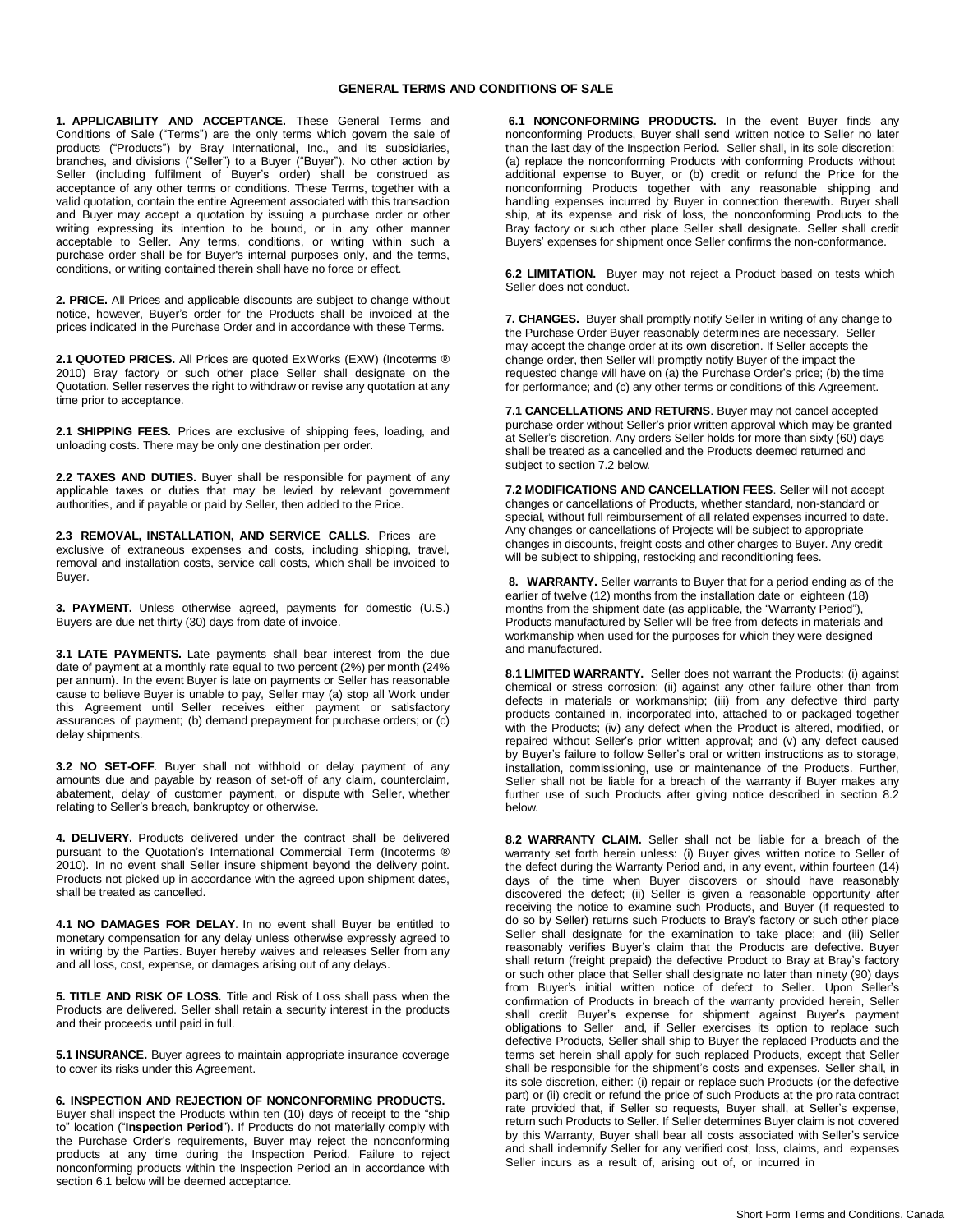# GENERAL TERMS AND CONDITIONS OF SALE

**1. APPLICABILITY AND ACCEPTANCE.** These General Terms and Conditions of Sale ("Terms") are the only terms which govern the sale of products ("Products") by Bray International, Inc., and its subsidiaries, branches, and divisions ("Seller") to a Buyer ("Buyer"). No other action by Seller (including fulfilment of Buyer's order) shall be construed as acceptance of any other terms or conditions. These Terms, together with a valid quotation, contain the entire Agreement associated with this transaction and Buyer may accept a quotation by issuing a purchase order or other writing expressing its intention to be bound, or in any other manner acceptable to Seller. Any terms, conditions, or writing within such a purchase order shall be for Buyer's internal purposes only, and the terms, conditions, or writing contained therein shall have no force or effect.

**2. PRICE.** All Prices and applicable discounts are subject to change without notice, however, Buyer's order for the Products shall be invoiced at the prices indicated in the Purchase Order and in accordance with these Terms.

**2.1 QUOTED PRICES.** All Prices are quoted Ex Works (EXW) (Incoterms ® 2010) Bray factory or such other place Seller shall designate on the Quotation. Seller reserves the right to withdraw or revise any quotation at any time prior to acceptance.

**2.1 SHIPPING FEES.** Prices are exclusive of shipping fees, loading, and unloading costs. There may be only one destination per order.

**2.2 TAXES AND DUTIES.** Buyer shall be responsible for payment of any applicable taxes or duties that may be levied by relevant government authorities, and if payable or paid by Seller, then added to the Price.

**2.3 REMOVAL, INSTALLATION, AND SERVICE CALLS**. Prices are exclusive of extraneous expenses and costs, including shipping, travel, removal and installation costs, service call costs, which shall be invoiced to Buyer.

**3. PAYMENT.** Unless otherwise agreed, payments for domestic (U.S.) Buyers are due net thirty (30) days from date of invoice.

**3.1 LATE PAYMENTS.** Late payments shall bear interest from the due date of payment at a monthly rate equal to two percent (2%) per month (24% per annum). In the event Buyer is late on payments or Seller has reasonable cause to believe Buyer is unable to pay, Seller may (a) stop all Work under this Agreement until Seller receives either payment or satisfactory assurances of payment; (b) demand prepayment for purchase orders; or (c) delay shipments.

**3.2 NO SET-OFF**. Buyer shall not withhold or delay payment of any amounts due and payable by reason of set-off of any claim, counterclaim, abatement, delay of customer payment, or dispute with Seller, whether relating to Seller's breach, bankruptcy or otherwise.

**4. DELIVERY.** Products delivered under the contract shall be delivered pursuant to the Quotation's International Commercial Term (Incoterms ® 2010). In no event shall Seller insure shipment beyond the delivery point. Products not picked up in accordance with the agreed upon shipment dates, shall be treated as cancelled.

**4.1 NO DAMAGES FOR DELAY**. In no event shall Buyer be entitled to monetary compensation for any delay unless otherwise expressly agreed to in writing by the Parties. Buyer hereby waives and releases Seller from any and all loss, cost, expense, or damages arising out of any delays.

**5. TITLE AND RISK OF LOSS.** Title and Risk of Loss shall pass when the Products are delivered. Seller shall retain a security interest in the products and their proceeds until paid in full.

**5.1 INSURANCE.** Buyer agrees to maintain appropriate insurance coverage to cover its risks under this Agreement.

**6. INSPECTION AND REJECTION OF NONCONFORMING PRODUCTS.** Buyer shall inspect the Products within ten (10) days of receipt to the "ship to" location ("**Inspection Period**"). If Products do not materially comply with the Purchase Order's requirements, Buyer may reject the nonconforming products at any time during the Inspection Period. Failure to reject nonconforming products within the Inspection Period an in accordance with section 6.1 below will be deemed acceptance.

**6.1 NONCONFORMING PRODUCTS.** In the event Buyer finds any nonconforming Products, Buyer shall send written notice to Seller no later than the last day of the Inspection Period. Seller shall, in its sole discretion: (a) replace the nonconforming Products with conforming Products without additional expense to Buyer, or (b) credit or refund the Price for the nonconforming Products together with any reasonable shipping and handling expenses incurred by Buyer in connection therewith. Buyer shall ship, at its expense and risk of loss, the nonconforming Products to the Bray factory or such other place Seller shall designate. Seller shall credit Buyers' expenses for shipment once Seller confirms the non-conformance.

**6.2 LIMITATION.** Buyer may not reject a Product based on tests which Seller does not conduct.

**7. CHANGES.** Buyer shall promptly notify Seller in writing of any change to the Purchase Order Buyer reasonably determines are necessary. Seller may accept the change order at its own discretion. If Seller accepts the change order, then Seller will promptly notify Buyer of the impact the requested change will have on (a) the Purchase Order's price; (b) the time for performance; and (c) any other terms or conditions of this Agreement.

**7.1 CANCELLATIONS AND RETURNS**. Buyer may not cancel accepted purchase order without Seller's prior written approval which may be granted at Seller's discretion. Any orders Seller holds for more than sixty (60) days shall be treated as a cancelled and the Products deemed returned and subject to section 7.2 below.

**7.2 MODIFICATIONS AND CANCELLATION FEES**. Seller will not accept changes or cancellations of Products, whether standard, non-standard or special, without full reimbursement of all related expenses incurred to date. Any changes or cancellations of Projects will be subject to appropriate changes in discounts, freight costs and other charges to Buyer. Any credit will be subject to shipping, restocking and reconditioning fees.

**8. WARRANTY.** Seller warrants to Buyer that for a period ending as of the earlier of twelve (12) months from the installation date or eighteen (18) months from the shipment date (as applicable, the "Warranty Period"), Products manufactured by Seller will be free from defects in materials and workmanship when used for the purposes for which they were designed and manufactured.

**8.1 LIMITED WARRANTY.** Seller does not warrant the Products: (i) against chemical or stress corrosion; (ii) against any other failure other than from defects in materials or workmanship; (iii) from any defective third party products contained in, incorporated into, attached to or packaged together with the Products; (iv) any defect when the Product is altered, modified, or repaired without Seller's prior written approval; and (v) any defect caused by Buyer's failure to follow Seller's oral or written instructions as to storage, installation, commissioning, use or maintenance of the Products. Further, Seller shall not be liable for a breach of the warranty if Buyer makes any further use of such Products after giving notice described in section 8.2 below.

**8.2 WARRANTY CLAIM.** Seller shall not be liable for a breach of the warranty set forth herein unless: (i) Buyer gives written notice to Seller of the defect during the Warranty Period and, in any event, within fourteen (14) days of the time when Buyer discovers or should have reasonably discovered the defect; (ii) Seller is given a reasonable opportunity after receiving the notice to examine such Products, and Buyer (if requested to do so by Seller) returns such Products to Bray's factory or such other place Seller shall designate for the examination to take place; and (iii) Seller reasonably verifies Buyer's claim that the Products are defective. Buyer shall return (freight prepaid) the defective Product to Bray at Bray's factory or such other place that Seller shall designate no later than ninety (90) days from Buyer's initial written notice of defect to Seller. Upon Seller's confirmation of Products in breach of the warranty provided herein, Seller shall credit Buyer's expense for shipment against Buyer's payment obligations to Seller and, if Seller exercises its option to replace such defective Products, Seller shall ship to Buyer the replaced Products and the terms set herein shall apply for such replaced Products, except that Seller shall be responsible for the shipment's costs and expenses. Seller shall, in its sole discretion, either: (i) repair or replace such Products (or the defective part) or (ii) credit or refund the price of such Products at the pro rata contract rate provided that, if Seller so requests, Buyer shall, at Seller's expense, return such Products to Seller. If Seller determines Buyer claim is not covered by this Warranty, Buyer shall bear all costs associated with Seller's service and shall indemnify Seller for any verified cost, loss, claims, and expenses Seller incurs as a result of, arising out of, or incurred in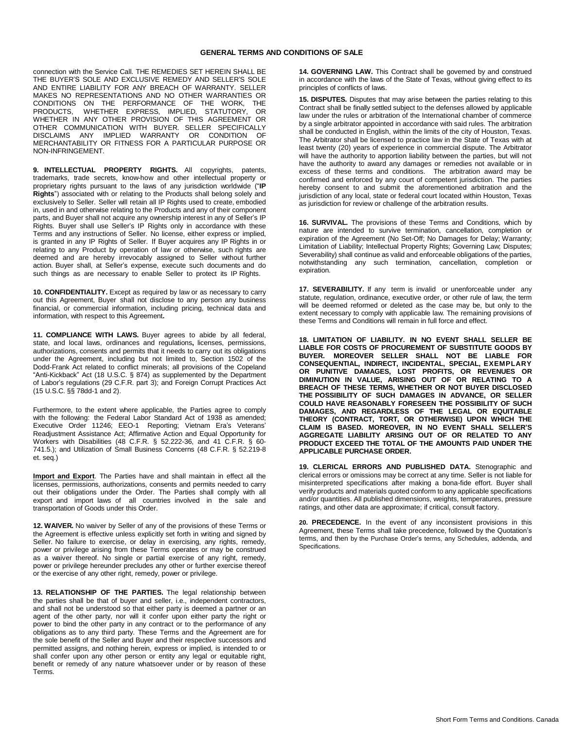## GENERAL TERMS AND CONDITIONS OF SALE

connection with the Service Call. THE REMEDIES SET HEREIN SHALL BE THE BUYER'S SOLE AND EXCLUSIVE REMEDY AND SELLER'S SOLE AND ENTIRE LIABILITY FOR ANY BREACH OF WARRANTY. SELLER MAKES NO REPRESENTATIONS AND NO OTHER WARRANTIES OR CONDITIONS ON THE PERFORMANCE OF THE WORK, THE PRODUCTS, WHETHER EXPRESS, IMPLIED, STATUTORY, OR WHETHER IN ANY OTHER PROVISION OF THIS AGREEMENT OR OTHER COMMUNICATION WITH BUYER. SELLER SPECIFICALLY DISCLAIMS ANY IMPLIED WARRANTY OR CONDITION OF MERCHANTABILITY OR FITNESS FOR A PARTICULAR PURPOSE OR NON-INFRINGEMENT.

**9. INTELLECTUAL PROPERTY RIGHTS.** All copyrights, patents, trademarks, trade secrets, know-how and other intellectual property or proprietary rights pursuant to the laws of any jurisdiction worldwide ("**IP Rights**") associated with or relating to the Products shall belong solely and exclusively to Seller. Seller will retain all IP Rights used to create, embodied in, used in and otherwise relating to the Products and any of their component parts, and Buyer shall not acquire any ownership interest in any of Seller's IP Rights. Buyer shall use Seller's IP Rights only in accordance with these Terms and any instructions of Seller. No license, either express or implied, is granted in any IP Rights of Seller. If Buyer acquires any IP Rights in or relating to any Product by operation of law or otherwise, such rights are deemed and are hereby irrevocably assigned to Seller without further action. Buyer shall, at Seller's expense, execute such documents and do such things as are necessary to enable Seller to protect its IP Rights.

**10. CONFIDENTIALITY.** Except as required by law or as necessary to carry out this Agreement, Buyer shall not disclose to any person any business financial, or commercial information, including pricing, technical data and information, with respect to this Agreement**.**

**11. COMPLIANCE WITH LAWS.** Buyer agrees to abide by all federal, state, and local laws, ordinances and regulations**,** licenses, permissions, authorizations, consents and permits that it needs to carry out its obligations under the Agreement, including but not limited to, Section 1502 of the Dodd-Frank Act related to conflict minerals; all provisions of the Copeland "Anti-Kickback" Act (18 U.S.C. § 874) as supplemented by the Department of Labor's regulations (29 C.F.R. part 3); and Foreign Corrupt Practices Act (15 U.S.C. §§ 78dd-1 and 2).

Furthermore, to the extent where applicable, the Parties agree to comply with the following: the Federal Labor Standard Act of 1938 as amended; Executive Order 11246; EEO-1 Reporting; Vietnam Era's Veterans' Readjustment Assistance Act; Affirmative Action and Equal Opportunity for Workers with Disabilities (48 C.F.R. § 52.222-36, and 41 C.F.R. § 60-741.5.); and Utilization of Small Business Concerns (48 C.F.R. § 52.219-8 et. seq.)

**Import and Export**. The Parties have and shall maintain in effect all the licenses, permissions, authorizations, consents and permits needed to carry out their obligations under the Order. The Parties shall comply with all export and import laws of all countries involved in the sale and transportation of Goods under this Order.

**12. WAIVER.** No waiver by Seller of any of the provisions of these Terms or the Agreement is effective unless explicitly set forth in writing and signed by Seller. No failure to exercise, or delay in exercising, any rights, remedy, power or privilege arising from these Terms operates or may be construed as a waiver thereof. No single or partial exercise of any right, remedy, power or privilege hereunder precludes any other or further exercise thereof or the exercise of any other right, remedy, power or privilege.

**13. RELATIONSHIP OF THE PARTIES.** The legal relationship between the parties shall be that of buyer and seller, i.e., independent contractors, and shall not be understood so that either party is deemed a partner or an agent of the other party, nor will it confer upon either party the right or power to bind the other party in any contract or to the performance of any obligations as to any third party. These Terms and the Agreement are for the sole benefit of the Seller and Buyer and their respective successors and permitted assigns, and nothing herein, express or implied, is intended to or shall confer upon any other person or entity any legal or equitable right, benefit or remedy of any nature whatsoever under or by reason of these Terms.

**14. GOVERNING LAW.** This Contract shall be governed by and construed in accordance with the laws of the State of Texas, without giving effect to its principles of conflicts of laws.

**15. DISPUTES.** Disputes that may arise between the parties relating to this Contract shall be finally settled subject to the defenses allowed by applicable law under the rules or arbitration of the International chamber of commerce by a single arbitrator appointed in accordance with said rules. The arbitration shall be conducted in English, within the limits of the city of Houston, Texas. The Arbitrator shall be licensed to practice law in the State of Texas with at least twenty (20) years of experience in commercial dispute. The Arbitrator will have the authority to apportion liability between the parties, but will not have the authority to award any damages or remedies not available or in excess of these terms and conditions. The arbitration award may be confirmed and enforced by any court of competent jurisdiction. The parties hereby consent to and submit the aforementioned arbitration and the jurisdiction of any local, state or federal court located within Houston, Texas as jurisdiction for review or challenge of the arbitration results.

**16. SURVIVAL.** The provisions of these Terms and Conditions, which by nature are intended to survive termination, cancellation, completion or expiration of the Agreement (No Set-Off; No Damages for Delay; Warranty; Limitation of Liability; Intellectual Property Rights; Governing Law; Disputes; Severability) shall continue as valid and enforceable obligations of the parties, notwithstanding any such termination, cancellation, completion or expiration.

**17. SEVERABILITY.** If any term is invalid or unenforceable under any statute, regulation, ordinance, executive order, or other rule of law, the term will be deemed reformed or deleted as the case may be, but only to the extent necessary to comply with applicable law. The remaining provisions of these Terms and Conditions will remain in full force and effect.

**18. LIMITATION OF LIABILITY. IN NO EVENT SHALL SELLER BE LIABLE FOR COSTS OF PROCUREMENT OF SUBSTITUTE GOODS BY BUYER. MOREOVER SELLER SHALL NOT BE LIABLE FOR CONSEQUENTIAL, INDIRECT, INCIDENTAL, SPECIAL, EXEMPLARY OR PUNITIVE DAMAGES, LOST PROFITS, OR REVENUES OR DIMINUTION IN VALUE, ARISING OUT OF OR RELATING TO A BREACH OF THESE TERMS, WHETHER OR NOT BUYER DISCLOSED THE POSSIBILITY OF SUCH DAMAGES IN ADVANCE, OR SELLER COULD HAVE REASONABLY FORESEEN THE POSSIBILITY OF SUCH DAMAGES, AND REGARDLESS OF THE LEGAL OR EQUITABLE THEORY (CONTRACT, TORT, OR OTHERWISE) UPON WHICH THE CLAIM IS BASED. MOREOVER, IN NO EVENT SHALL SELLER'S AGGREGATE LIABILITY ARISING OUT OF OR RELATED TO ANY PRODUCT EXCEED THE TOTAL OF THE AMOUNTS PAID UNDER THE APPLICABLE PURCHASE ORDER.**

**19. CLERICAL ERRORS AND PUBLISHED DATA.** Stenographic and clerical errors or omissions may be correct at any time. Seller is not liable for misinterpreted specifications after making a bona-fide effort. Buyer shall verify products and materials quoted conform to any applicable specifications and/or quantities. All published dimensions, weights, temperatures, pressure ratings, and other data are approximate; if critical, consult factory.

**20. PRECEDENCE.** In the event of any inconsistent provisions in this Agreement, these Terms shall take precedence, followed by the Quotation's terms, and then by the Purchase Order's terms, any Schedules, addenda, and Specifications.

Short Form Terms and Conditions. Canada